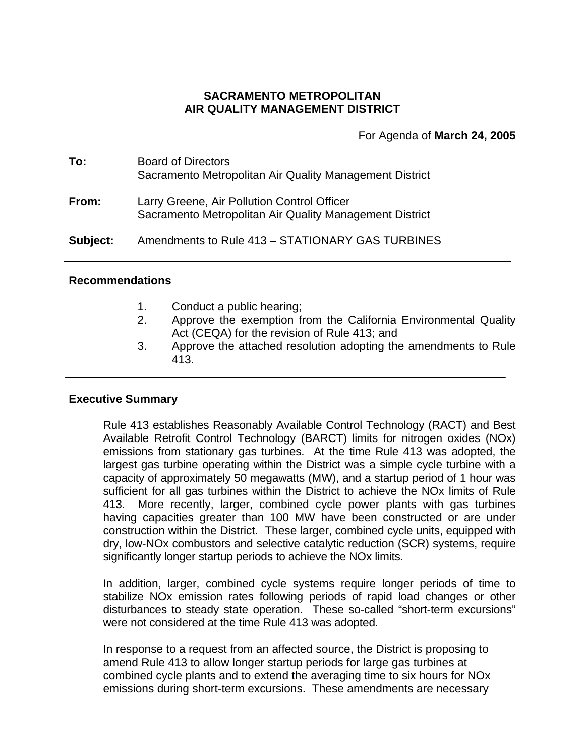**SACRAMENTO METROPOLITAN**
**AIR QUALITY MANAGEMENT DISTRICT**

For Agenda of **March 24, 2005**

**To:** Board of Directors
Sacramento Metropolitan Air Quality Management District

**From:** Larry Greene, Air Pollution Control Officer
Sacramento Metropolitan Air Quality Management District

**Subject:** Amendments to Rule 413 – STATIONARY GAS TURBINES

---

## Recommendations

1. Conduct a public hearing;
2. Approve the exemption from the California Environmental Quality Act (CEQA) for the revision of Rule 413; and
3. Approve the attached resolution adopting the amendments to Rule 413.

---

## Executive Summary

Rule 413 establishes Reasonably Available Control Technology (RACT) and Best Available Retrofit Control Technology (BARCT) limits for nitrogen oxides (NOx) emissions from stationary gas turbines. At the time Rule 413 was adopted, the largest gas turbine operating within the District was a simple cycle turbine with a capacity of approximately 50 megawatts (MW), and a startup period of 1 hour was sufficient for all gas turbines within the District to achieve the NOx limits of Rule 413. More recently, larger, combined cycle power plants with gas turbines having capacities greater than 100 MW have been constructed or are under construction within the District. These larger, combined cycle units, equipped with dry, low-NOx combustors and selective catalytic reduction (SCR) systems, require significantly longer startup periods to achieve the NOx limits.

In addition, larger, combined cycle systems require longer periods of time to stabilize NOx emission rates following periods of rapid load changes or other disturbances to steady state operation. These so-called "short-term excursions" were not considered at the time Rule 413 was adopted.

In response to a request from an affected source, the District is proposing to amend Rule 413 to allow longer startup periods for large gas turbines at combined cycle plants and to extend the averaging time to six hours for NOx emissions during short-term excursions. These amendments are necessary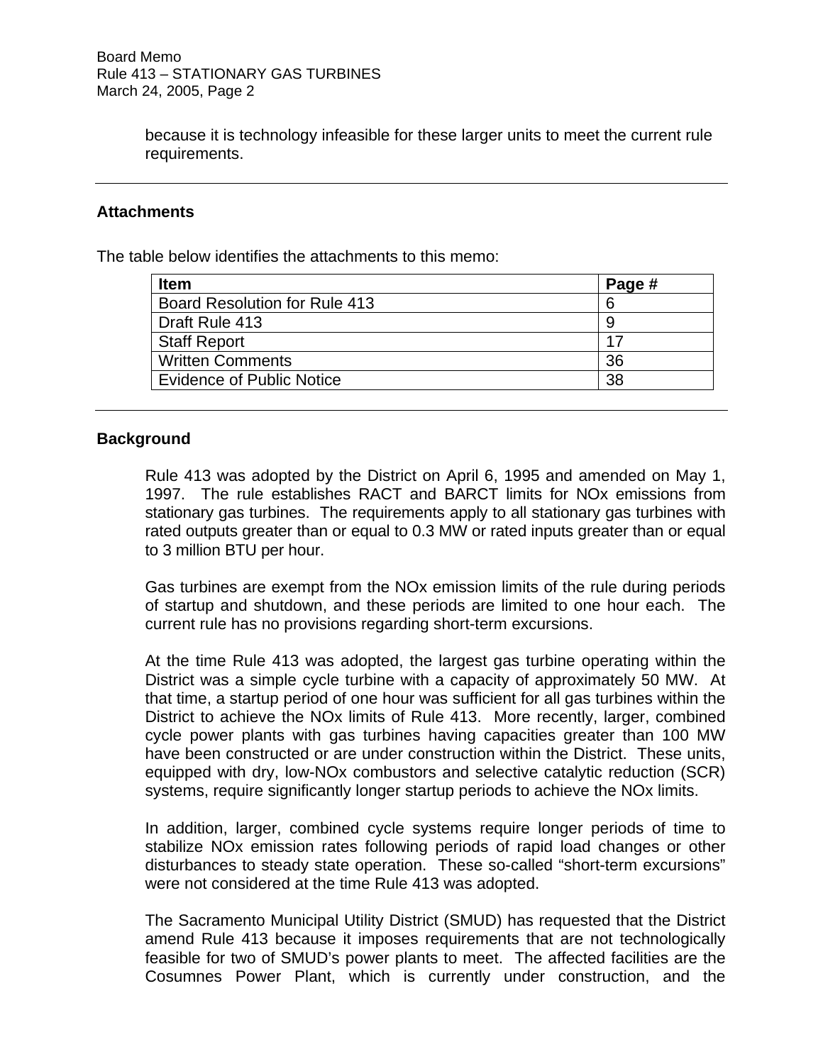because it is technology infeasible for these larger units to meet the current rule requirements.

---

## Attachments

The table below identifies the attachments to this memo:

| Item | Page # |
|---|---|
| Board Resolution for Rule 413 | 6 |
| Draft Rule 413 | 9 |
| Staff Report | 17 |
| Written Comments | 36 |
| Evidence of Public Notice | 38 |

---

## Background

Rule 413 was adopted by the District on April 6, 1995 and amended on May 1, 1997. The rule establishes RACT and BARCT limits for NOx emissions from stationary gas turbines. The requirements apply to all stationary gas turbines with rated outputs greater than or equal to 0.3 MW or rated inputs greater than or equal to 3 million BTU per hour.

Gas turbines are exempt from the NOx emission limits of the rule during periods of startup and shutdown, and these periods are limited to one hour each. The current rule has no provisions regarding short-term excursions.

At the time Rule 413 was adopted, the largest gas turbine operating within the District was a simple cycle turbine with a capacity of approximately 50 MW. At that time, a startup period of one hour was sufficient for all gas turbines within the District to achieve the NOx limits of Rule 413. More recently, larger, combined cycle power plants with gas turbines having capacities greater than 100 MW have been constructed or are under construction within the District. These units, equipped with dry, low-NOx combustors and selective catalytic reduction (SCR) systems, require significantly longer startup periods to achieve the NOx limits.

In addition, larger, combined cycle systems require longer periods of time to stabilize NOx emission rates following periods of rapid load changes or other disturbances to steady state operation. These so-called "short-term excursions" were not considered at the time Rule 413 was adopted.

The Sacramento Municipal Utility District (SMUD) has requested that the District amend Rule 413 because it imposes requirements that are not technologically feasible for two of SMUD's power plants to meet. The affected facilities are the Cosumnes Power Plant, which is currently under construction, and the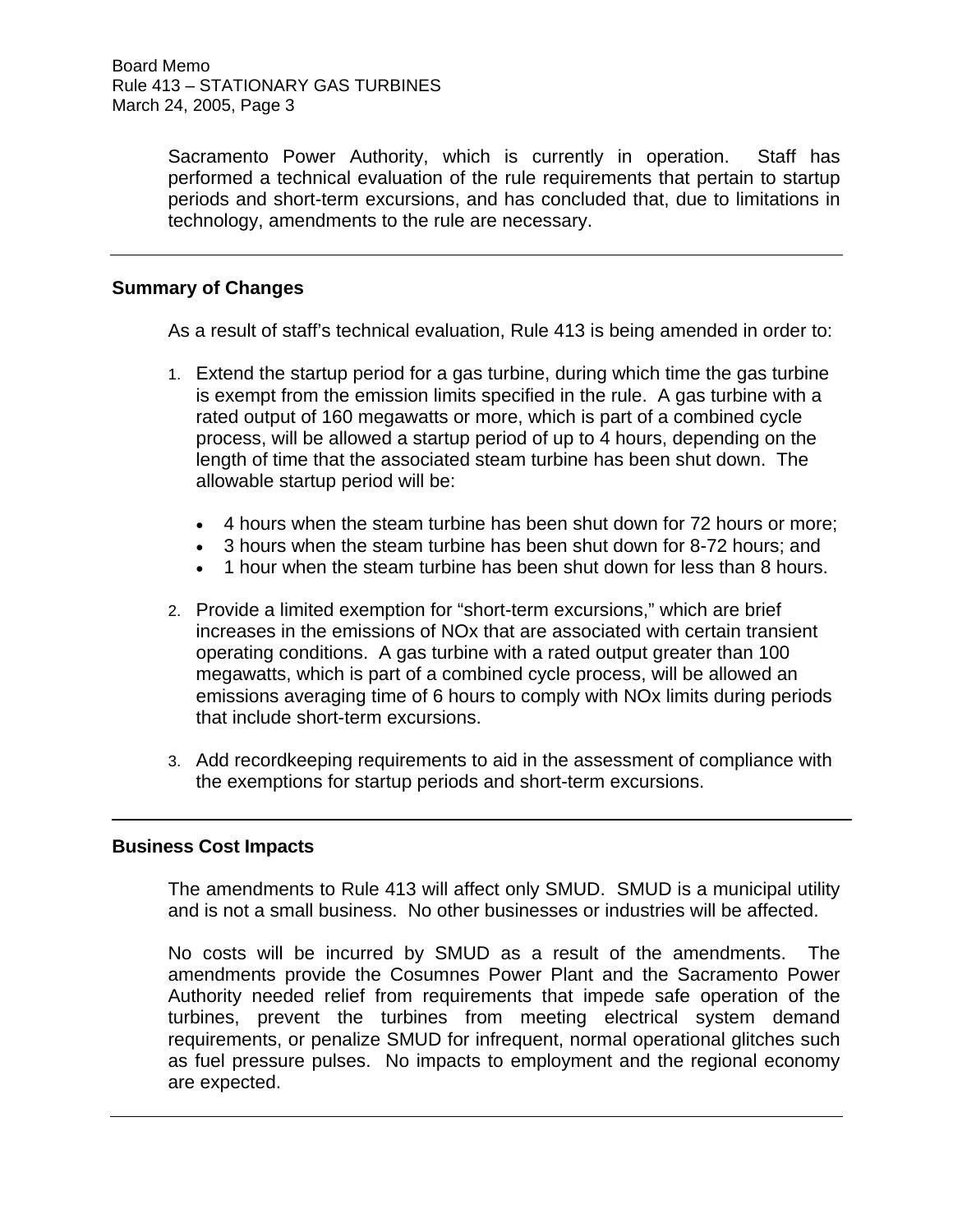Sacramento Power Authority, which is currently in operation. Staff has performed a technical evaluation of the rule requirements that pertain to startup periods and short-term excursions, and has concluded that, due to limitations in technology, amendments to the rule are necessary.

---

## Summary of Changes

As a result of staff's technical evaluation, Rule 413 is being amended in order to:

1. Extend the startup period for a gas turbine, during which time the gas turbine is exempt from the emission limits specified in the rule. A gas turbine with a rated output of 160 megawatts or more, which is part of a combined cycle process, will be allowed a startup period of up to 4 hours, depending on the length of time that the associated steam turbine has been shut down. The allowable startup period will be:

   - 4 hours when the steam turbine has been shut down for 72 hours or more;
   - 3 hours when the steam turbine has been shut down for 8-72 hours; and
   - 1 hour when the steam turbine has been shut down for less than 8 hours.

2. Provide a limited exemption for "short-term excursions," which are brief increases in the emissions of NOx that are associated with certain transient operating conditions. A gas turbine with a rated output greater than 100 megawatts, which is part of a combined cycle process, will be allowed an emissions averaging time of 6 hours to comply with NOx limits during periods that include short-term excursions.

3. Add recordkeeping requirements to aid in the assessment of compliance with the exemptions for startup periods and short-term excursions.

---

## Business Cost Impacts

The amendments to Rule 413 will affect only SMUD. SMUD is a municipal utility and is not a small business. No other businesses or industries will be affected.

No costs will be incurred by SMUD as a result of the amendments. The amendments provide the Cosumnes Power Plant and the Sacramento Power Authority needed relief from requirements that impede safe operation of the turbines, prevent the turbines from meeting electrical system demand requirements, or penalize SMUD for infrequent, normal operational glitches such as fuel pressure pulses. No impacts to employment and the regional economy are expected.

---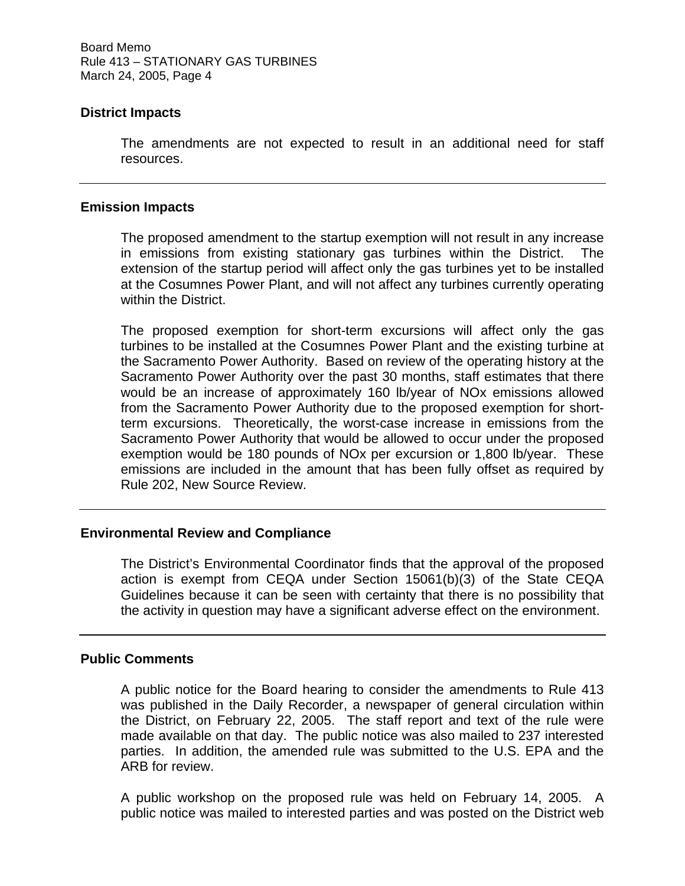## District Impacts

The amendments are not expected to result in an additional need for staff resources.

---

## Emission Impacts

The proposed amendment to the startup exemption will not result in any increase in emissions from existing stationary gas turbines within the District. The extension of the startup period will affect only the gas turbines yet to be installed at the Cosumnes Power Plant, and will not affect any turbines currently operating within the District.

The proposed exemption for short-term excursions will affect only the gas turbines to be installed at the Cosumnes Power Plant and the existing turbine at the Sacramento Power Authority. Based on review of the operating history at the Sacramento Power Authority over the past 30 months, staff estimates that there would be an increase of approximately 160 lb/year of NOx emissions allowed from the Sacramento Power Authority due to the proposed exemption for short-term excursions. Theoretically, the worst-case increase in emissions from the Sacramento Power Authority that would be allowed to occur under the proposed exemption would be 180 pounds of NOx per excursion or 1,800 lb/year. These emissions are included in the amount that has been fully offset as required by Rule 202, New Source Review.

---

## Environmental Review and Compliance

The District's Environmental Coordinator finds that the approval of the proposed action is exempt from CEQA under Section 15061(b)(3) of the State CEQA Guidelines because it can be seen with certainty that there is no possibility that the activity in question may have a significant adverse effect on the environment.

---

## Public Comments

A public notice for the Board hearing to consider the amendments to Rule 413 was published in the Daily Recorder, a newspaper of general circulation within the District, on February 22, 2005. The staff report and text of the rule were made available on that day. The public notice was also mailed to 237 interested parties. In addition, the amended rule was submitted to the U.S. EPA and the ARB for review.

A public workshop on the proposed rule was held on February 14, 2005. A public notice was mailed to interested parties and was posted on the District web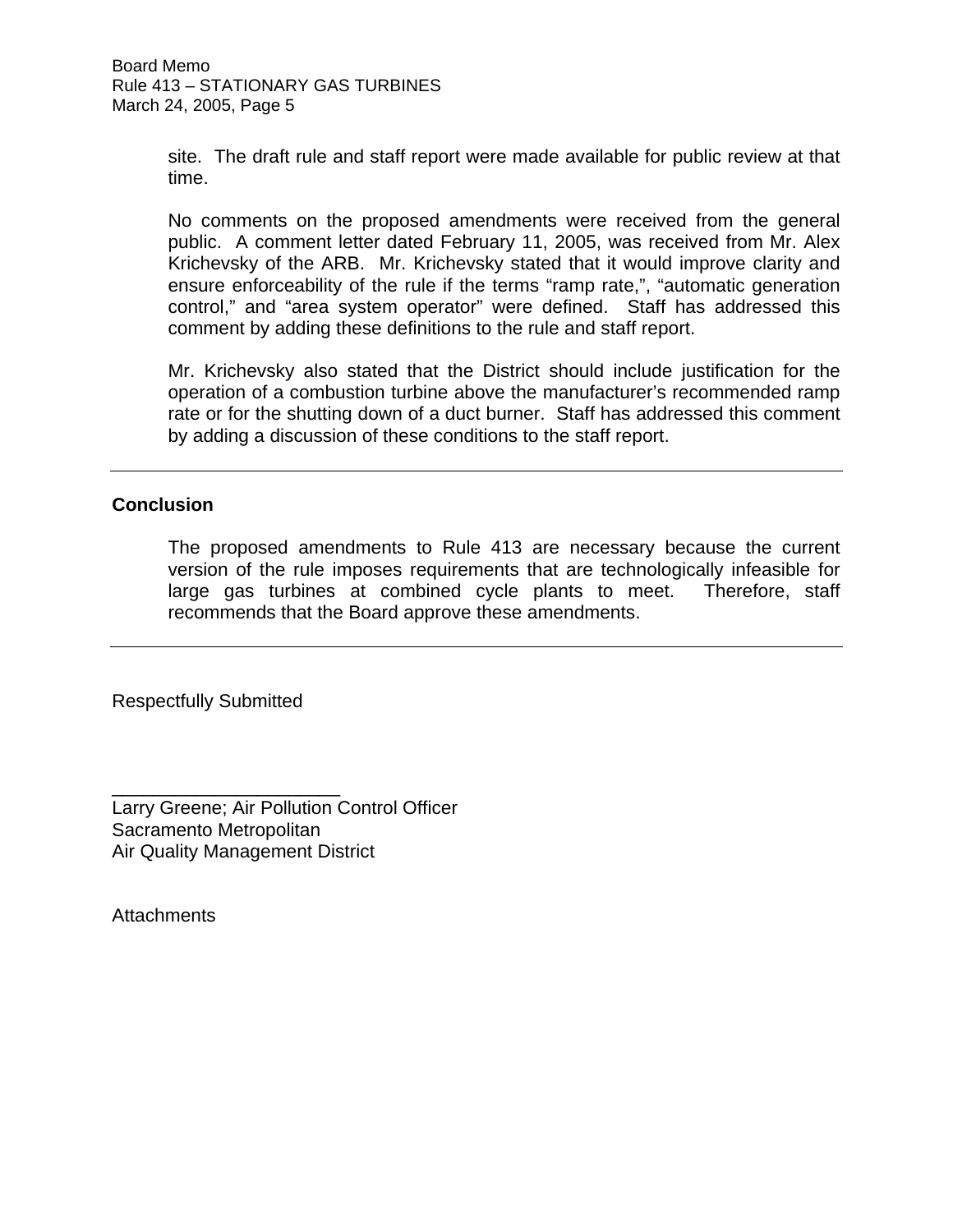site. The draft rule and staff report were made available for public review at that time.

No comments on the proposed amendments were received from the general public. A comment letter dated February 11, 2005, was received from Mr. Alex Krichevsky of the ARB. Mr. Krichevsky stated that it would improve clarity and ensure enforceability of the rule if the terms "ramp rate,", "automatic generation control," and "area system operator" were defined. Staff has addressed this comment by adding these definitions to the rule and staff report.

Mr. Krichevsky also stated that the District should include justification for the operation of a combustion turbine above the manufacturer's recommended ramp rate or for the shutting down of a duct burner. Staff has addressed this comment by adding a discussion of these conditions to the staff report.

---

**Conclusion**

The proposed amendments to Rule 413 are necessary because the current version of the rule imposes requirements that are technologically infeasible for large gas turbines at combined cycle plants to meet. Therefore, staff recommends that the Board approve these amendments.

---

Respectfully Submitted

______________________
Larry Greene; Air Pollution Control Officer
Sacramento Metropolitan
Air Quality Management District

Attachments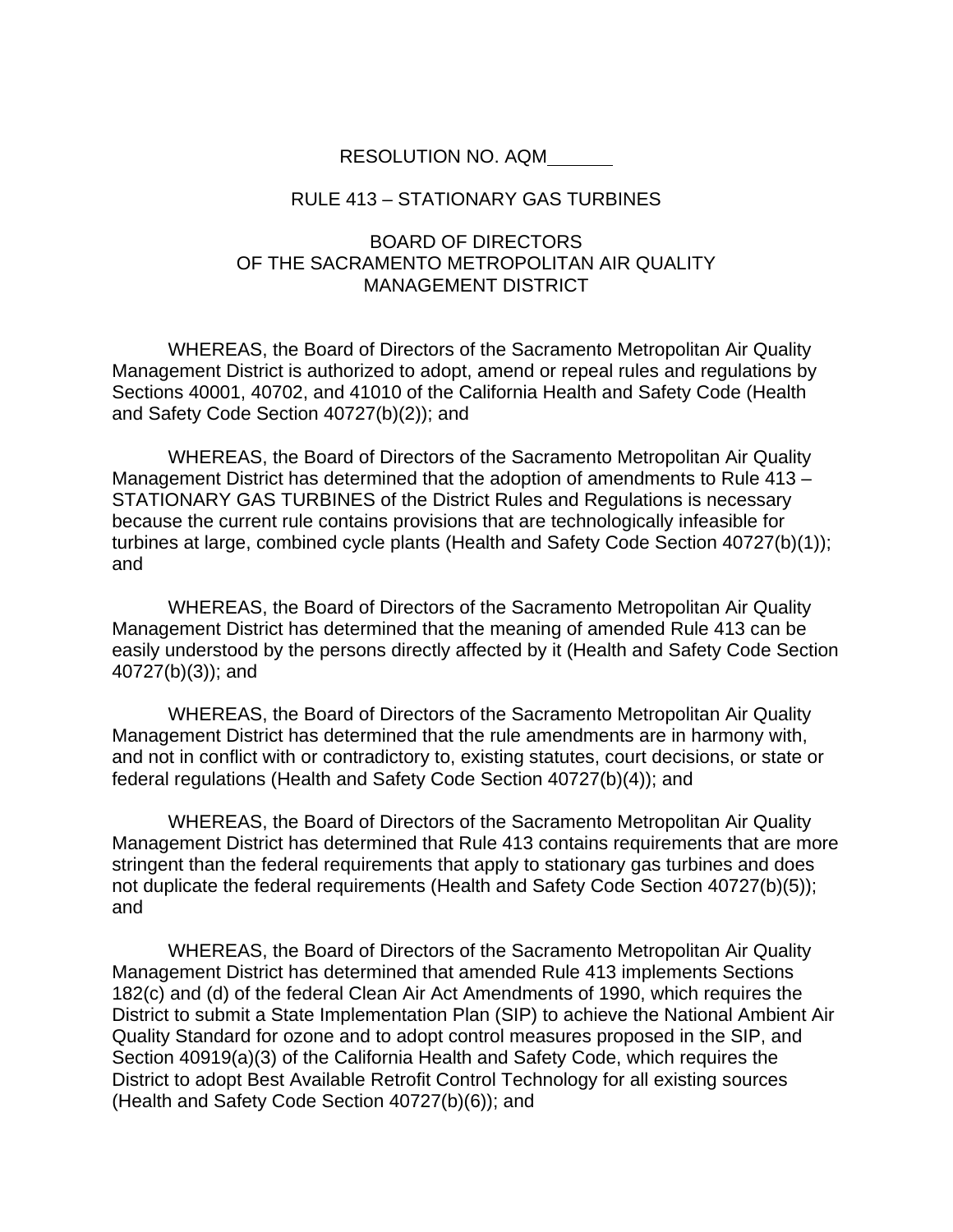RESOLUTION NO. AQM______

RULE 413 – STATIONARY GAS TURBINES

BOARD OF DIRECTORS
OF THE SACRAMENTO METROPOLITAN AIR QUALITY
MANAGEMENT DISTRICT

WHEREAS, the Board of Directors of the Sacramento Metropolitan Air Quality Management District is authorized to adopt, amend or repeal rules and regulations by Sections 40001, 40702, and 41010 of the California Health and Safety Code (Health and Safety Code Section 40727(b)(2)); and

WHEREAS, the Board of Directors of the Sacramento Metropolitan Air Quality Management District has determined that the adoption of amendments to Rule 413 – STATIONARY GAS TURBINES of the District Rules and Regulations is necessary because the current rule contains provisions that are technologically infeasible for turbines at large, combined cycle plants (Health and Safety Code Section 40727(b)(1)); and

WHEREAS, the Board of Directors of the Sacramento Metropolitan Air Quality Management District has determined that the meaning of amended Rule 413 can be easily understood by the persons directly affected by it (Health and Safety Code Section 40727(b)(3)); and

WHEREAS, the Board of Directors of the Sacramento Metropolitan Air Quality Management District has determined that the rule amendments are in harmony with, and not in conflict with or contradictory to, existing statutes, court decisions, or state or federal regulations (Health and Safety Code Section 40727(b)(4)); and

WHEREAS, the Board of Directors of the Sacramento Metropolitan Air Quality Management District has determined that Rule 413 contains requirements that are more stringent than the federal requirements that apply to stationary gas turbines and does not duplicate the federal requirements (Health and Safety Code Section 40727(b)(5)); and

WHEREAS, the Board of Directors of the Sacramento Metropolitan Air Quality Management District has determined that amended Rule 413 implements Sections 182(c) and (d) of the federal Clean Air Act Amendments of 1990, which requires the District to submit a State Implementation Plan (SIP) to achieve the National Ambient Air Quality Standard for ozone and to adopt control measures proposed in the SIP, and Section 40919(a)(3) of the California Health and Safety Code, which requires the District to adopt Best Available Retrofit Control Technology for all existing sources (Health and Safety Code Section 40727(b)(6)); and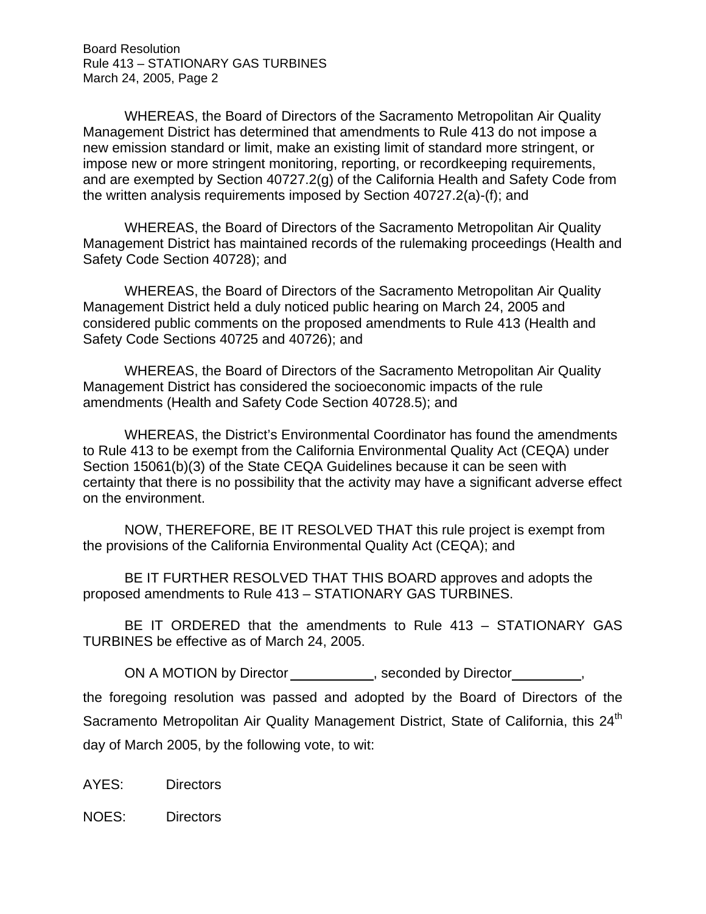WHEREAS, the Board of Directors of the Sacramento Metropolitan Air Quality Management District has determined that amendments to Rule 413 do not impose a new emission standard or limit, make an existing limit of standard more stringent, or impose new or more stringent monitoring, reporting, or recordkeeping requirements, and are exempted by Section 40727.2(g) of the California Health and Safety Code from the written analysis requirements imposed by Section 40727.2(a)-(f); and

WHEREAS, the Board of Directors of the Sacramento Metropolitan Air Quality Management District has maintained records of the rulemaking proceedings (Health and Safety Code Section 40728); and

WHEREAS, the Board of Directors of the Sacramento Metropolitan Air Quality Management District held a duly noticed public hearing on March 24, 2005 and considered public comments on the proposed amendments to Rule 413 (Health and Safety Code Sections 40725 and 40726); and

WHEREAS, the Board of Directors of the Sacramento Metropolitan Air Quality Management District has considered the socioeconomic impacts of the rule amendments (Health and Safety Code Section 40728.5); and

WHEREAS, the District's Environmental Coordinator has found the amendments to Rule 413 to be exempt from the California Environmental Quality Act (CEQA) under Section 15061(b)(3) of the State CEQA Guidelines because it can be seen with certainty that there is no possibility that the activity may have a significant adverse effect on the environment.

NOW, THEREFORE, BE IT RESOLVED THAT this rule project is exempt from the provisions of the California Environmental Quality Act (CEQA); and

BE IT FURTHER RESOLVED THAT THIS BOARD approves and adopts the proposed amendments to Rule 413 – STATIONARY GAS TURBINES.

BE IT ORDERED that the amendments to Rule 413 – STATIONARY GAS TURBINES be effective as of March 24, 2005.

ON A MOTION by Director ___________, seconded by Director _________, the foregoing resolution was passed and adopted by the Board of Directors of the Sacramento Metropolitan Air Quality Management District, State of California, this 24th day of March 2005, by the following vote, to wit:

AYES: Directors

NOES: Directors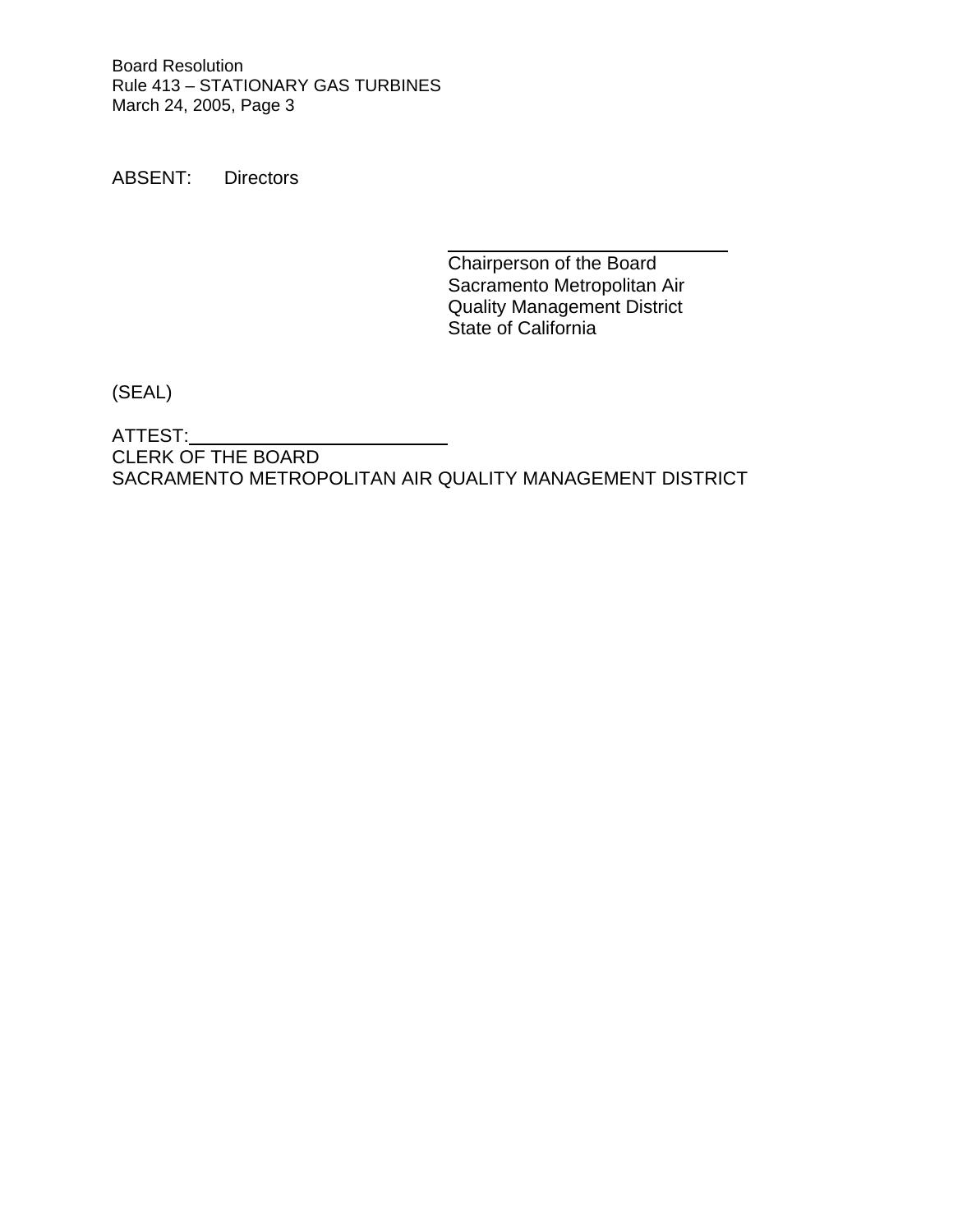ABSENT: Directors

\_\_\_\_\_\_\_\_\_\_\_\_\_\_\_\_\_\_\_\_\_\_\_\_\_\_\_\_

Chairperson of the Board
Sacramento Metropolitan Air
Quality Management District
State of California

(SEAL)

ATTEST:\_\_\_\_\_\_\_\_\_\_\_\_\_\_\_\_\_\_\_\_\_\_\_\_\_\_

CLERK OF THE BOARD
SACRAMENTO METROPOLITAN AIR QUALITY MANAGEMENT DISTRICT